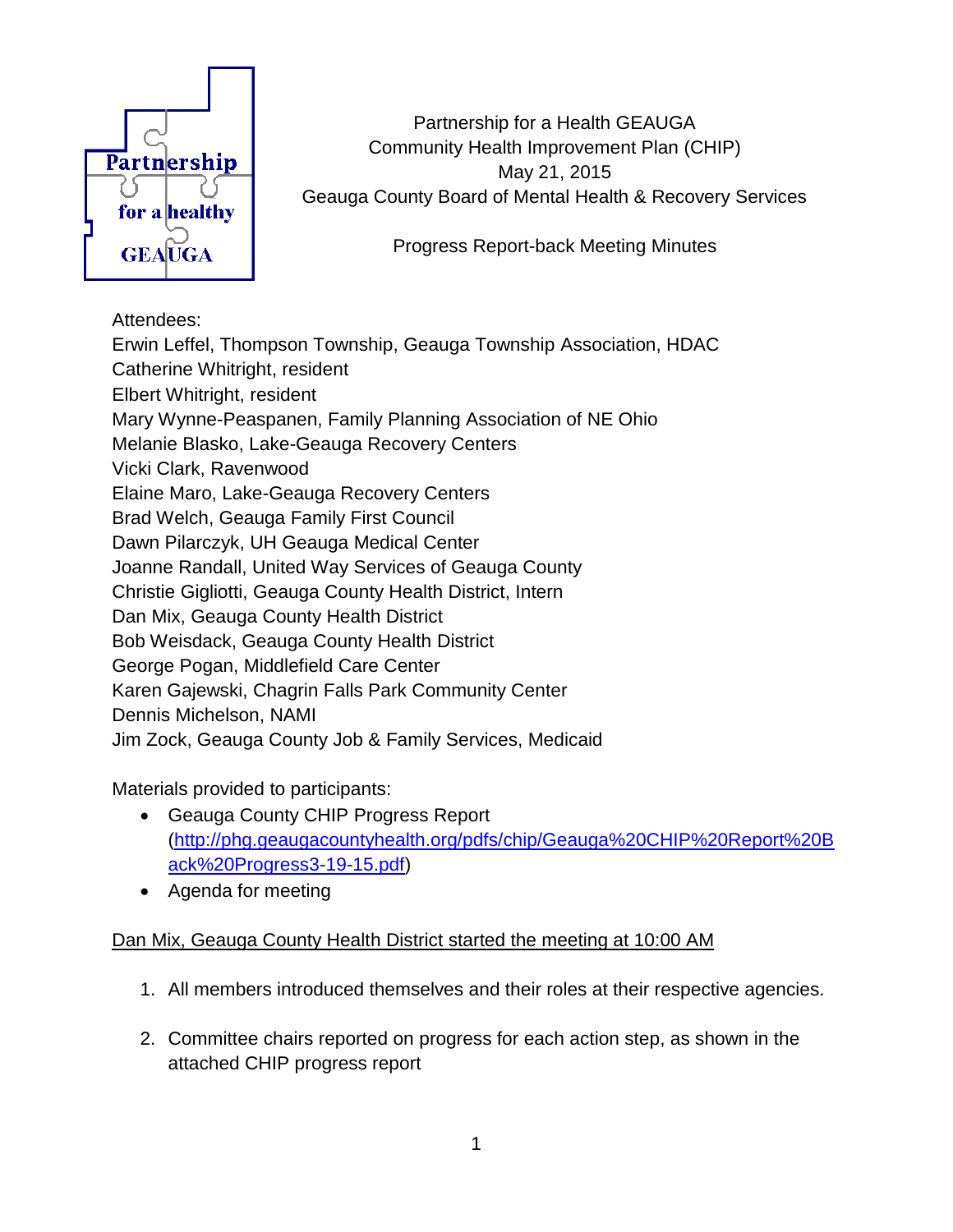Partnership for a Health GEAUGA
Community Health Improvement Plan (CHIP)
May 21, 2015
Geauga County Board of Mental Health & Recovery Services

Progress Report-back Meeting Minutes

Attendees:
Erwin Leffel, Thompson Township, Geauga Township Association, HDAC
Catherine Whitright, resident
Elbert Whitright, resident
Mary Wynne-Peaspanen, Family Planning Association of NE Ohio
Melanie Blasko, Lake-Geauga Recovery Centers
Vicki Clark, Ravenwood
Elaine Maro, Lake-Geauga Recovery Centers
Brad Welch, Geauga Family First Council
Dawn Pilarczyk, UH Geauga Medical Center
Joanne Randall, United Way Services of Geauga County
Christie Gigliotti, Geauga County Health District, Intern
Dan Mix, Geauga County Health District
Bob Weisdack, Geauga County Health District
George Pogan, Middlefield Care Center
Karen Gajewski, Chagrin Falls Park Community Center
Dennis Michelson, NAMI
Jim Zock, Geauga County Job & Family Services, Medicaid

Materials provided to participants:

- Geauga County CHIP Progress Report (http://phg.geaugacountyhealth.org/pdfs/chip/Geauga%20CHIP%20Report%20Back%20Progress3-19-15.pdf)
- Agenda for meeting

Dan Mix, Geauga County Health District started the meeting at 10:00 AM

1. All members introduced themselves and their roles at their respective agencies.
2. Committee chairs reported on progress for each action step, as shown in the attached CHIP progress report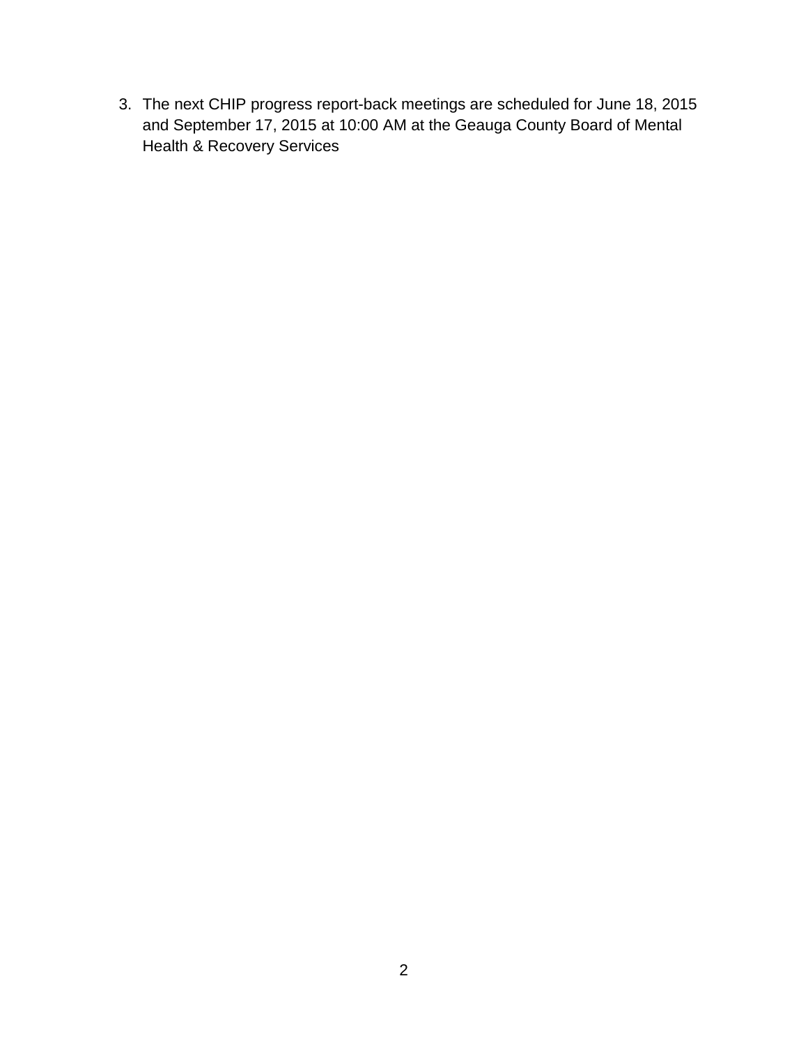3. The next CHIP progress report-back meetings are scheduled for June 18, 2015 and September 17, 2015 at 10:00 AM at the Geauga County Board of Mental Health & Recovery Services